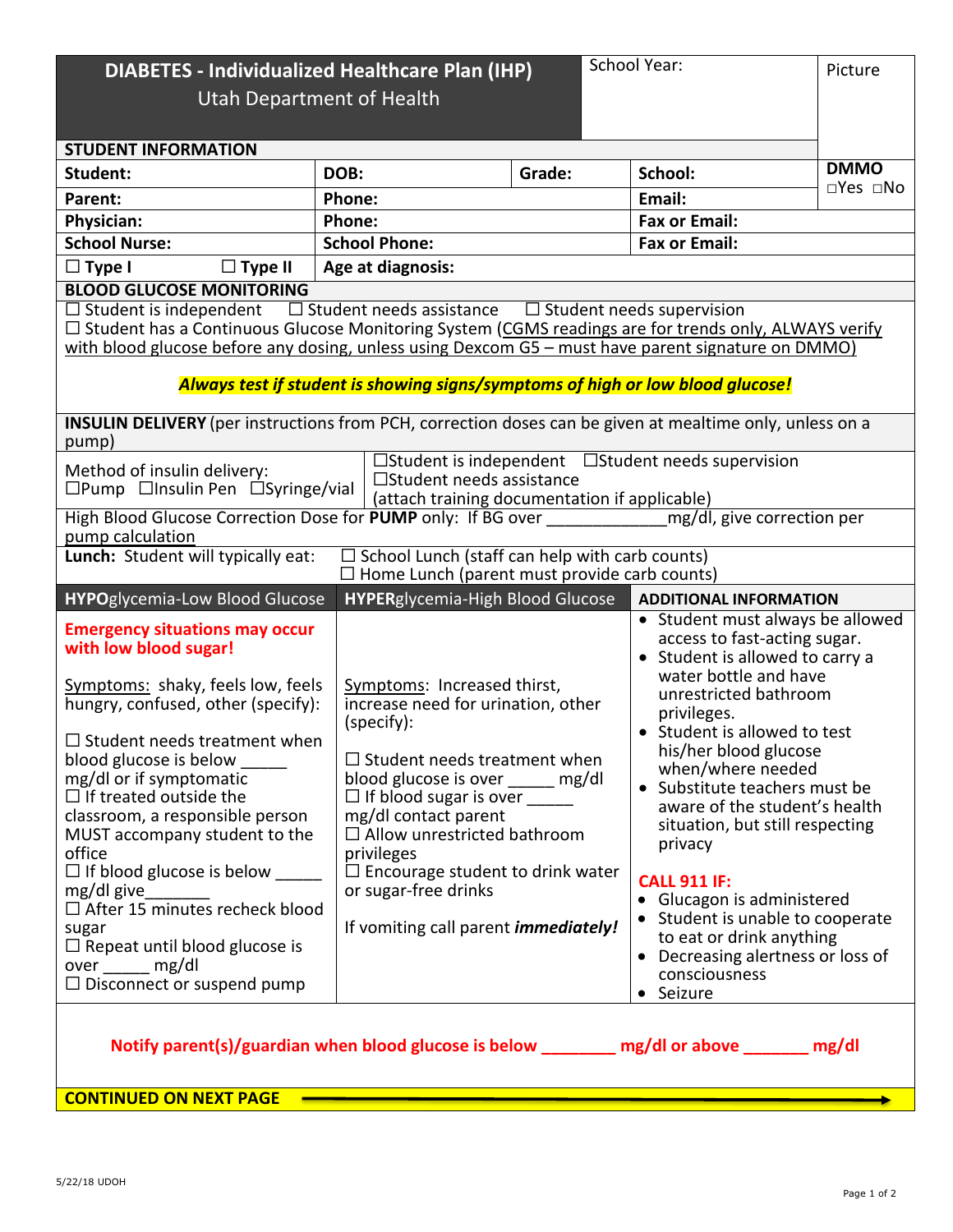# DIABETES - Individualized Healthcare Plan (IHP)

Utah Department of Health

School Year:

Picture

## STUDENT INFORMATION

| Student: | DOB: | Grade: | School: | DMMO ☐Yes ☐No |
|---|---|---|---|---|
| Parent: | Phone: | | Email: | |
| Physician: | Phone: | | Fax or Email: | |
| School Nurse: | School Phone: | | Fax or Email: | |
| ☐ Type I ☐ Type II | Age at diagnosis: | | | |

## BLOOD GLUCOSE MONITORING

☐ Student is independent ☐ Student needs assistance ☐ Student needs supervision

☐ Student has a Continuous Glucose Monitoring System (CGMS readings are for trends only, ALWAYS verify with blood glucose before any dosing, unless using Dexcom G5 – must have parent signature on DMMO)

***Always test if student is showing signs/symptoms of high or low blood glucose!***

## INSULIN DELIVERY

**INSULIN DELIVERY** (per instructions from PCH, correction doses can be given at mealtime only, unless on a pump)

| Method of insulin delivery: ☐Pump ☐Insulin Pen ☐Syringe/vial | ☐Student is independent ☐Student needs supervision ☐Student needs assistance (attach training documentation if applicable) |
|---|---|

High Blood Glucose Correction Dose for **PUMP** only: If BG over _____________mg/dl, give correction per pump calculation

**Lunch:** Student will typically eat: ☐ School Lunch (staff can help with carb counts) ☐ Home Lunch (parent must provide carb counts)

| **HYPO**glycemia-Low Blood Glucose | **HYPER**glycemia-High Blood Glucose | **ADDITIONAL INFORMATION** |
|---|---|---|
| **Emergency situations may occur with low blood sugar!**<br><br>Symptoms: shaky, feels low, feels hungry, confused, other (specify):<br><br>☐ Student needs treatment when blood glucose is below _____ mg/dl or if symptomatic<br>☐ If treated outside the classroom, a responsible person MUST accompany student to the office<br>☐ If blood glucose is below _____ mg/dl give_______<br>☐ After 15 minutes recheck blood sugar<br>☐ Repeat until blood glucose is over _____ mg/dl<br>☐ Disconnect or suspend pump | Symptoms: Increased thirst, increase need for urination, other (specify):<br><br>☐ Student needs treatment when blood glucose is over _____ mg/dl<br>☐ If blood sugar is over _____ mg/dl contact parent<br>☐ Allow unrestricted bathroom privileges<br>☐ Encourage student to drink water or sugar-free drinks<br><br>If vomiting call parent ***immediately!*** | • Student must always be allowed access to fast-acting sugar.<br>• Student is allowed to carry a water bottle and have unrestricted bathroom privileges.<br>• Student is allowed to test his/her blood glucose when/where needed<br>• Substitute teachers must be aware of the student's health situation, but still respecting privacy<br><br>**CALL 911 IF:**<br>• Glucagon is administered<br>• Student is unable to cooperate to eat or drink anything<br>• Decreasing alertness or loss of consciousness<br>• Seizure |

**Notify parent(s)/guardian when blood glucose is below ________ mg/dl or above _______ mg/dl**

**CONTINUED ON NEXT PAGE**

5/22/18 UDOH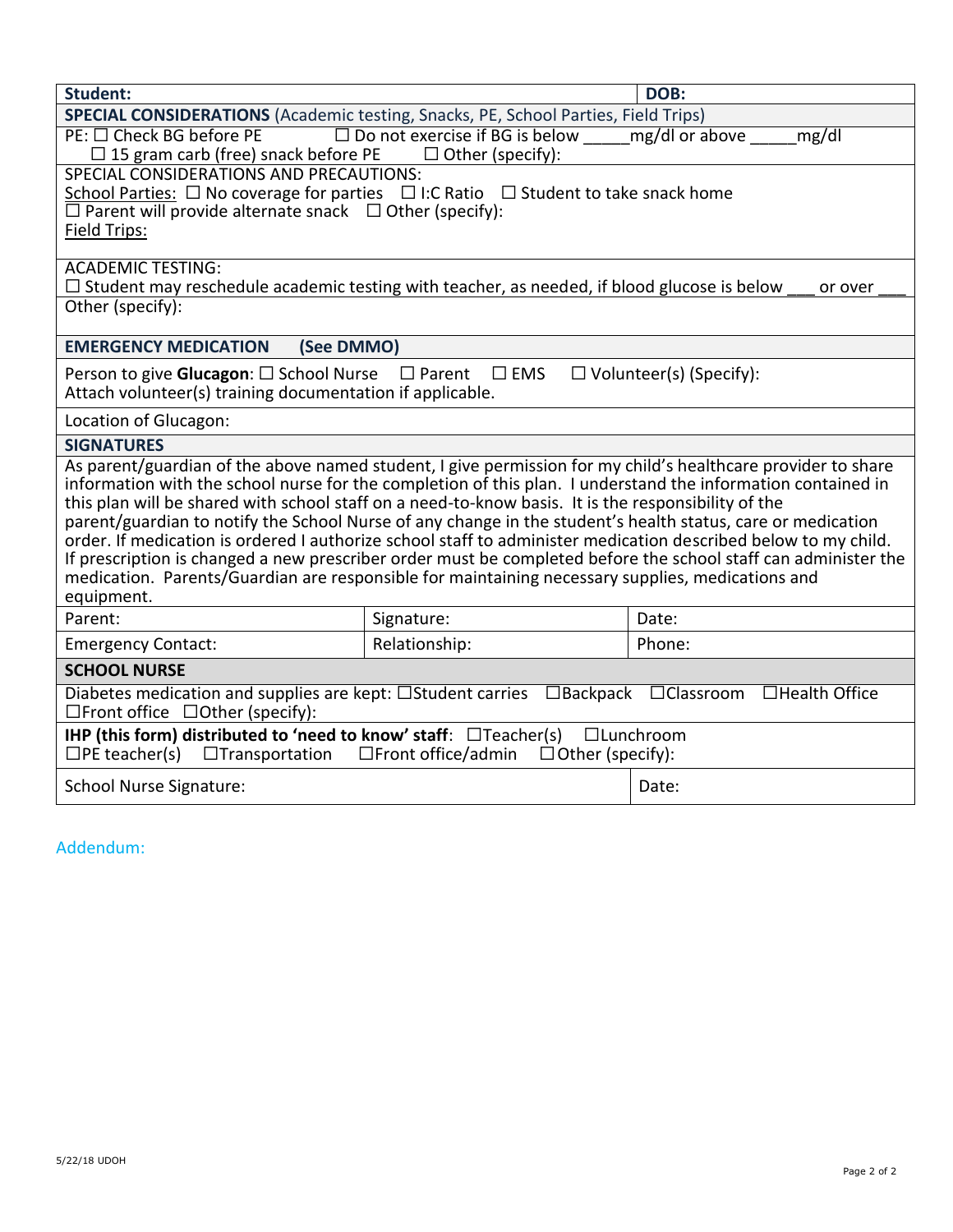| | | |
|---|---|---|
| **Student:** | | **DOB:** |
| **SPECIAL CONSIDERATIONS** (Academic testing, Snacks, PE, School Parties, Field Trips) | | |
| PE: ☐ Check BG before PE ☐ Do not exercise if BG is below _____mg/dl or above _____mg/dl ☐ 15 gram carb (free) snack before PE ☐ Other (specify): | | |
| SPECIAL CONSIDERATIONS AND PRECAUTIONS: School Parties: ☐ No coverage for parties ☐ I:C Ratio ☐ Student to take snack home ☐ Parent will provide alternate snack ☐ Other (specify): Field Trips: | | |
| ACADEMIC TESTING: ☐ Student may reschedule academic testing with teacher, as needed, if blood glucose is below ___ or over ___ | | |
| Other (specify): | | |
| **EMERGENCY MEDICATION (See DMMO)** | | |
| Person to give **Glucagon**: ☐ School Nurse ☐ Parent ☐ EMS ☐ Volunteer(s) (Specify): Attach volunteer(s) training documentation if applicable. | | |
| Location of Glucagon: | | |
| **SIGNATURES** | | |
| As parent/guardian of the above named student, I give permission for my child's healthcare provider to share information with the school nurse for the completion of this plan. I understand the information contained in this plan will be shared with school staff on a need-to-know basis. It is the responsibility of the parent/guardian to notify the School Nurse of any change in the student's health status, care or medication order. If medication is ordered I authorize school staff to administer medication described below to my child. If prescription is changed a new prescriber order must be completed before the school staff can administer the medication. Parents/Guardian are responsible for maintaining necessary supplies, medications and equipment. | | |
| Parent: | Signature: | Date: |
| Emergency Contact: | Relationship: | Phone: |
| **SCHOOL NURSE** | | |
| Diabetes medication and supplies are kept: ☐Student carries ☐Backpack ☐Classroom ☐Health Office ☐Front office ☐Other (specify): | | |
| **IHP (this form) distributed to 'need to know' staff**: ☐Teacher(s) ☐Lunchroom ☐PE teacher(s) ☐Transportation ☐Front office/admin ☐Other (specify): | | |
| School Nurse Signature: | | Date: |

Addendum:

5/22/18 UDOH